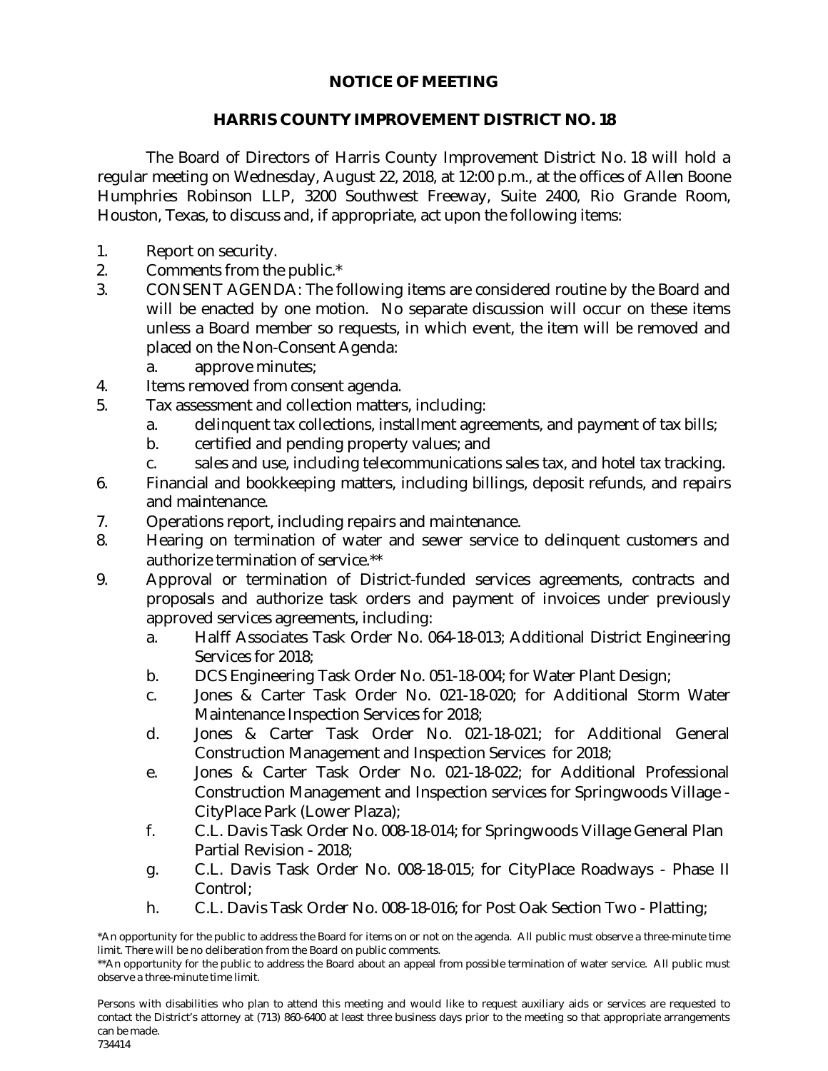# NOTICE OF MEETING

## HARRIS COUNTY IMPROVEMENT DISTRICT NO. 18

The Board of Directors of Harris County Improvement District No. 18 will hold a regular meeting on Wednesday, August 22, 2018, at 12:00 p.m., at the offices of Allen Boone Humphries Robinson LLP, 3200 Southwest Freeway, Suite 2400, Rio Grande Room, Houston, Texas, to discuss and, if appropriate, act upon the following items:

1. Report on security.
2. Comments from the public.*
3. CONSENT AGENDA: The following items are considered routine by the Board and will be enacted by one motion. No separate discussion will occur on these items unless a Board member so requests, in which event, the item will be removed and placed on the Non-Consent Agenda:
   a. approve minutes;
4. Items removed from consent agenda.
5. Tax assessment and collection matters, including:
   a. delinquent tax collections, installment agreements, and payment of tax bills;
   b. certified and pending property values; and
   c. sales and use, including telecommunications sales tax, and hotel tax tracking.
6. Financial and bookkeeping matters, including billings, deposit refunds, and repairs and maintenance.
7. Operations report, including repairs and maintenance.
8. Hearing on termination of water and sewer service to delinquent customers and authorize termination of service.**
9. Approval or termination of District-funded services agreements, contracts and proposals and authorize task orders and payment of invoices under previously approved services agreements, including:
   a. Halff Associates Task Order No. 064-18-013; Additional District Engineering Services for 2018;
   b. DCS Engineering Task Order No. 051-18-004; for Water Plant Design;
   c. Jones & Carter Task Order No. 021-18-020; for Additional Storm Water Maintenance Inspection Services for 2018;
   d. Jones & Carter Task Order No. 021-18-021; for Additional General Construction Management and Inspection Services for 2018;
   e. Jones & Carter Task Order No. 021-18-022; for Additional Professional Construction Management and Inspection services for Springwoods Village - CityPlace Park (Lower Plaza);
   f. C.L. Davis Task Order No. 008-18-014; for Springwoods Village General Plan Partial Revision - 2018;
   g. C.L. Davis Task Order No. 008-18-015; for CityPlace Roadways - Phase II Control;
   h. C.L. Davis Task Order No. 008-18-016; for Post Oak Section Two - Platting;

*An opportunity for the public to address the Board for items on or not on the agenda. All public must observe a three-minute time limit. There will be no deliberation from the Board on public comments.

**An opportunity for the public to address the Board about an appeal from possible termination of water service. All public must observe a three-minute time limit.

Persons with disabilities who plan to attend this meeting and would like to request auxiliary aids or services are requested to contact the District's attorney at (713) 860-6400 at least three business days prior to the meeting so that appropriate arrangements can be made.

734414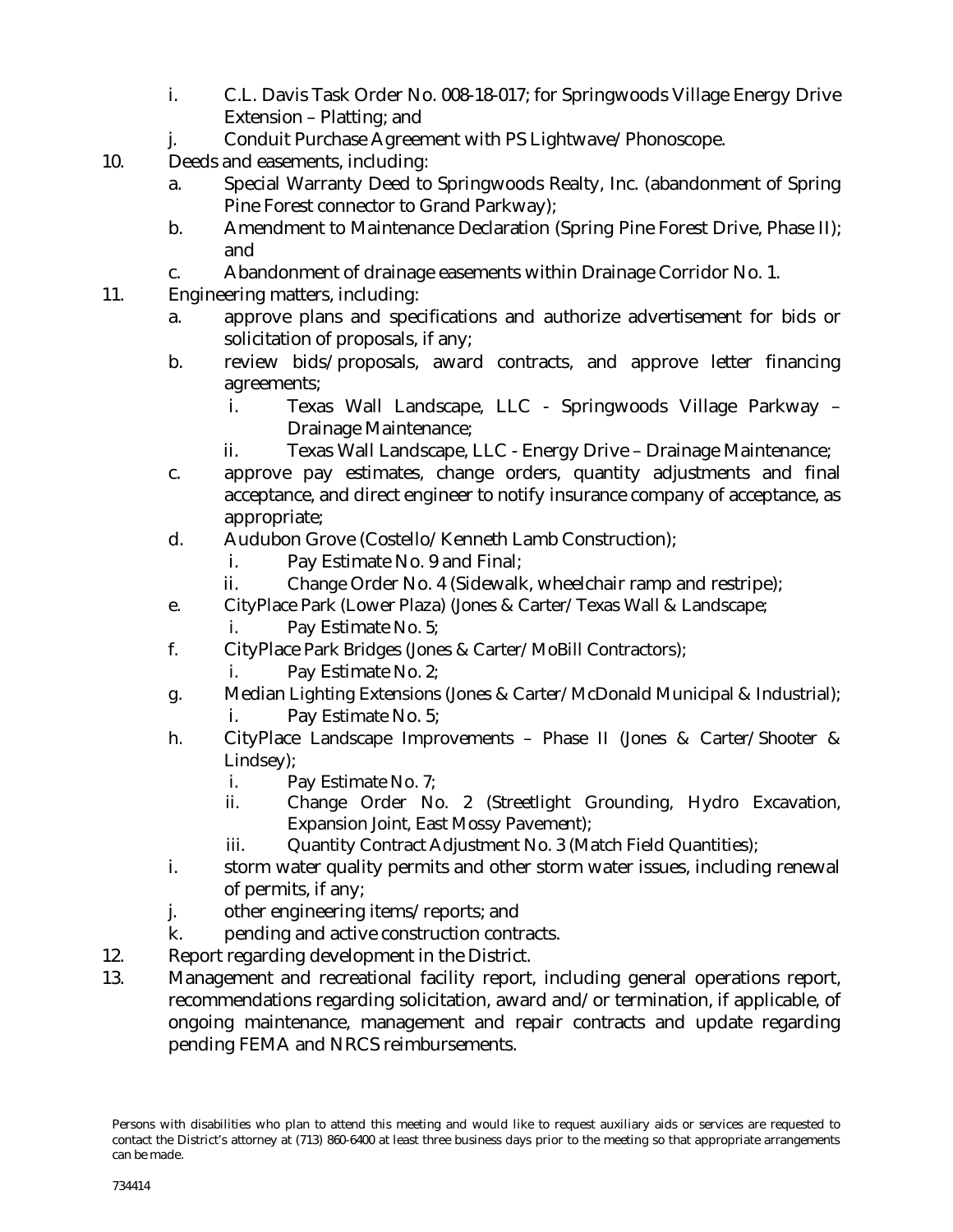i. C.L. Davis Task Order No. 008-18-017; for Springwoods Village Energy Drive Extension – Platting; and
   j. Conduit Purchase Agreement with PS Lightwave/Phonoscope.

10. Deeds and easements, including:
    a. Special Warranty Deed to Springwoods Realty, Inc. (abandonment of Spring Pine Forest connector to Grand Parkway);
    b. Amendment to Maintenance Declaration (Spring Pine Forest Drive, Phase II); and
    c. Abandonment of drainage easements within Drainage Corridor No. 1.

11. Engineering matters, including:
    a. approve plans and specifications and authorize advertisement for bids or solicitation of proposals, if any;
    b. review bids/proposals, award contracts, and approve letter financing agreements;
       i. Texas Wall Landscape, LLC - Springwoods Village Parkway – Drainage Maintenance;
       ii. Texas Wall Landscape, LLC - Energy Drive – Drainage Maintenance;
    c. approve pay estimates, change orders, quantity adjustments and final acceptance, and direct engineer to notify insurance company of acceptance, as appropriate;
    d. Audubon Grove (Costello/Kenneth Lamb Construction);
       i. Pay Estimate No. 9 and Final;
       ii. Change Order No. 4 (Sidewalk, wheelchair ramp and restripe);
    e. CityPlace Park (Lower Plaza) (Jones & Carter/Texas Wall & Landscape;
       i. Pay Estimate No. 5;
    f. CityPlace Park Bridges (Jones & Carter/MoBill Contractors);
       i. Pay Estimate No. 2;
    g. Median Lighting Extensions (Jones & Carter/McDonald Municipal & Industrial);
       i. Pay Estimate No. 5;
    h. CityPlace Landscape Improvements – Phase II (Jones & Carter/Shooter & Lindsey);
       i. Pay Estimate No. 7;
       ii. Change Order No. 2 (Streetlight Grounding, Hydro Excavation, Expansion Joint, East Mossy Pavement);
       iii. Quantity Contract Adjustment No. 3 (Match Field Quantities);
    i. storm water quality permits and other storm water issues, including renewal of permits, if any;
    j. other engineering items/reports; and
    k. pending and active construction contracts.

12. Report regarding development in the District.

13. Management and recreational facility report, including general operations report, recommendations regarding solicitation, award and/or termination, if applicable, of ongoing maintenance, management and repair contracts and update regarding pending FEMA and NRCS reimbursements.

Persons with disabilities who plan to attend this meeting and would like to request auxiliary aids or services are requested to contact the District's attorney at (713) 860-6400 at least three business days prior to the meeting so that appropriate arrangements can be made.

734414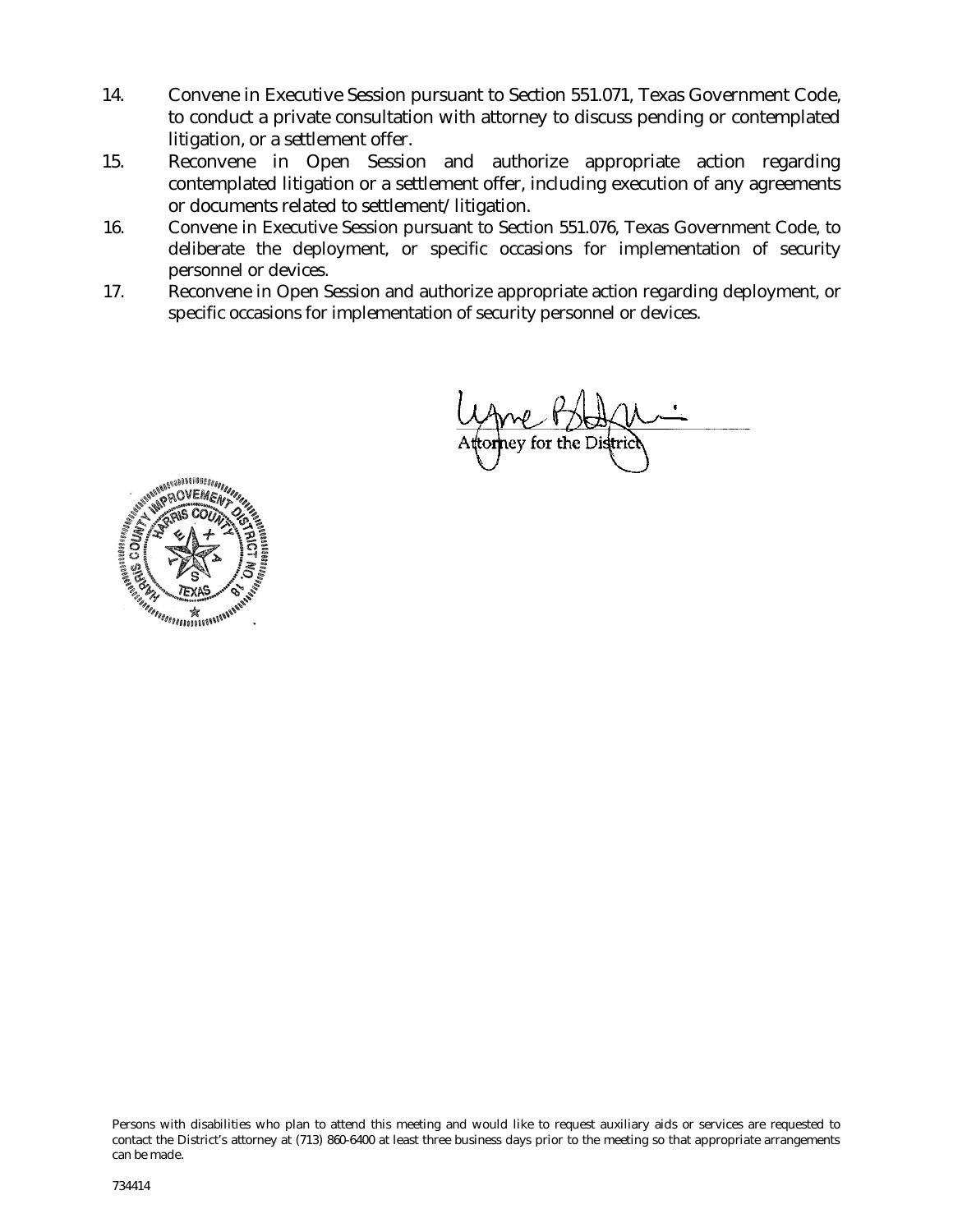14. Convene in Executive Session pursuant to Section 551.071, Texas Government Code, to conduct a private consultation with attorney to discuss pending or contemplated litigation, or a settlement offer.
15. Reconvene in Open Session and authorize appropriate action regarding contemplated litigation or a settlement offer, including execution of any agreements or documents related to settlement/litigation.
16. Convene in Executive Session pursuant to Section 551.076, Texas Government Code, to deliberate the deployment, or specific occasions for implementation of security personnel or devices.
17. Reconvene in Open Session and authorize appropriate action regarding deployment, or specific occasions for implementation of security personnel or devices.

Attorney for the District

HARRIS COUNTY IMPROVEMENT DISTRICT NO. 18
HARRIS COUNTY
TEXAS

Persons with disabilities who plan to attend this meeting and would like to request auxiliary aids or services are requested to contact the District's attorney at (713) 860-6400 at least three business days prior to the meeting so that appropriate arrangements can be made.

734414